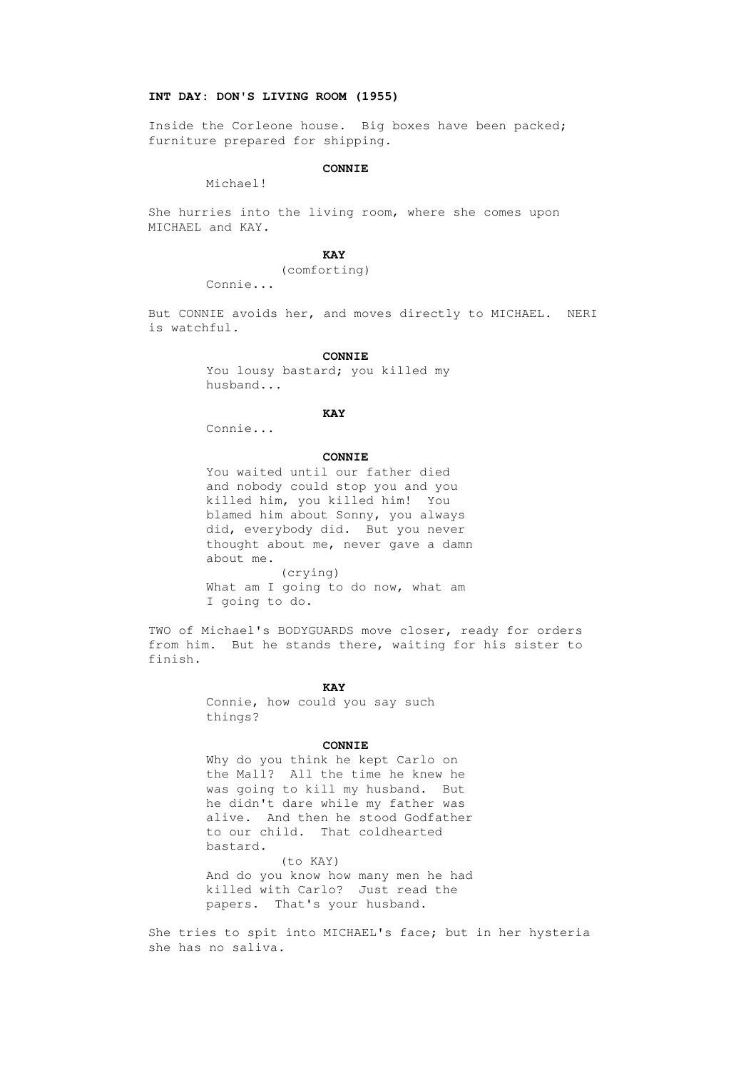**INT DAY: DON'S LIVING ROOM (1955)**

Inside the Corleone house. Big boxes have been packed; furniture prepared for shipping.

**CONNIE**

Michael!

She hurries into the living room, where she comes upon MICHAEL and KAY.

**KAY**

(comforting)

Connie...

But CONNIE avoids her, and moves directly to MICHAEL. NERI is watchful.

**CONNIE**

You lousy bastard; you killed my husband...

**KAY**

Connie...

**CONNIE**

You waited until our father died and nobody could stop you and you killed him, you killed him! You blamed him about Sonny, you always did, everybody did. But you never thought about me, never gave a damn about me.

(crying)

What am I going to do now, what am I going to do.

TWO of Michael's BODYGUARDS move closer, ready for orders from him. But he stands there, waiting for his sister to finish.

**KAY**

Connie, how could you say such things?

**CONNIE**

Why do you think he kept Carlo on the Mall? All the time he knew he was going to kill my husband. But he didn't dare while my father was alive. And then he stood Godfather to our child. That coldhearted bastard.

(to KAY)

And do you know how many men he had killed with Carlo? Just read the papers. That's your husband.

She tries to spit into MICHAEL's face; but in her hysteria she has no saliva.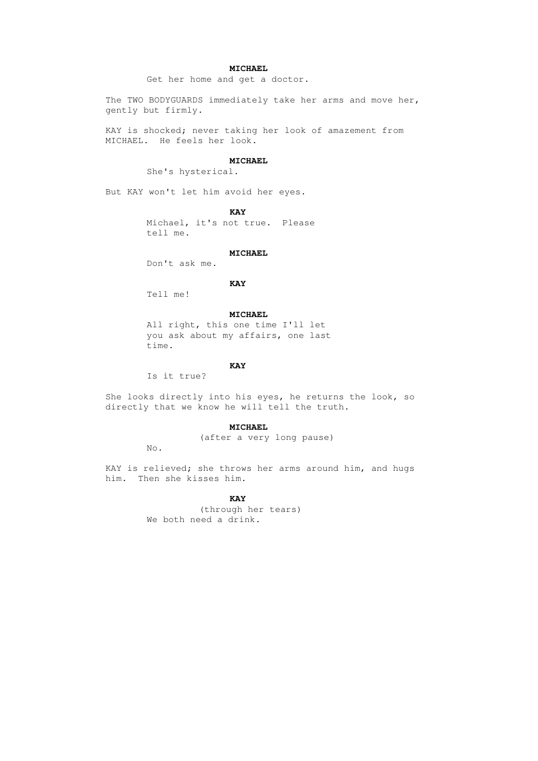**MICHAEL**

Get her home and get a doctor.

The TWO BODYGUARDS immediately take her arms and move her, gently but firmly.

KAY is shocked; never taking her look of amazement from MICHAEL. He feels her look.

**MICHAEL**

She's hysterical.

But KAY won't let him avoid her eyes.

**KAY**

Michael, it's not true. Please tell me.

**MICHAEL**

Don't ask me.

**KAY**

Tell me!

**MICHAEL**

All right, this one time I'll let you ask about my affairs, one last time.

**KAY**

Is it true?

She looks directly into his eyes, he returns the look, so directly that we know he will tell the truth.

**MICHAEL**

(after a very long pause)

No.

KAY is relieved; she throws her arms around him, and hugs him. Then she kisses him.

**KAY**

(through her tears)

We both need a drink.